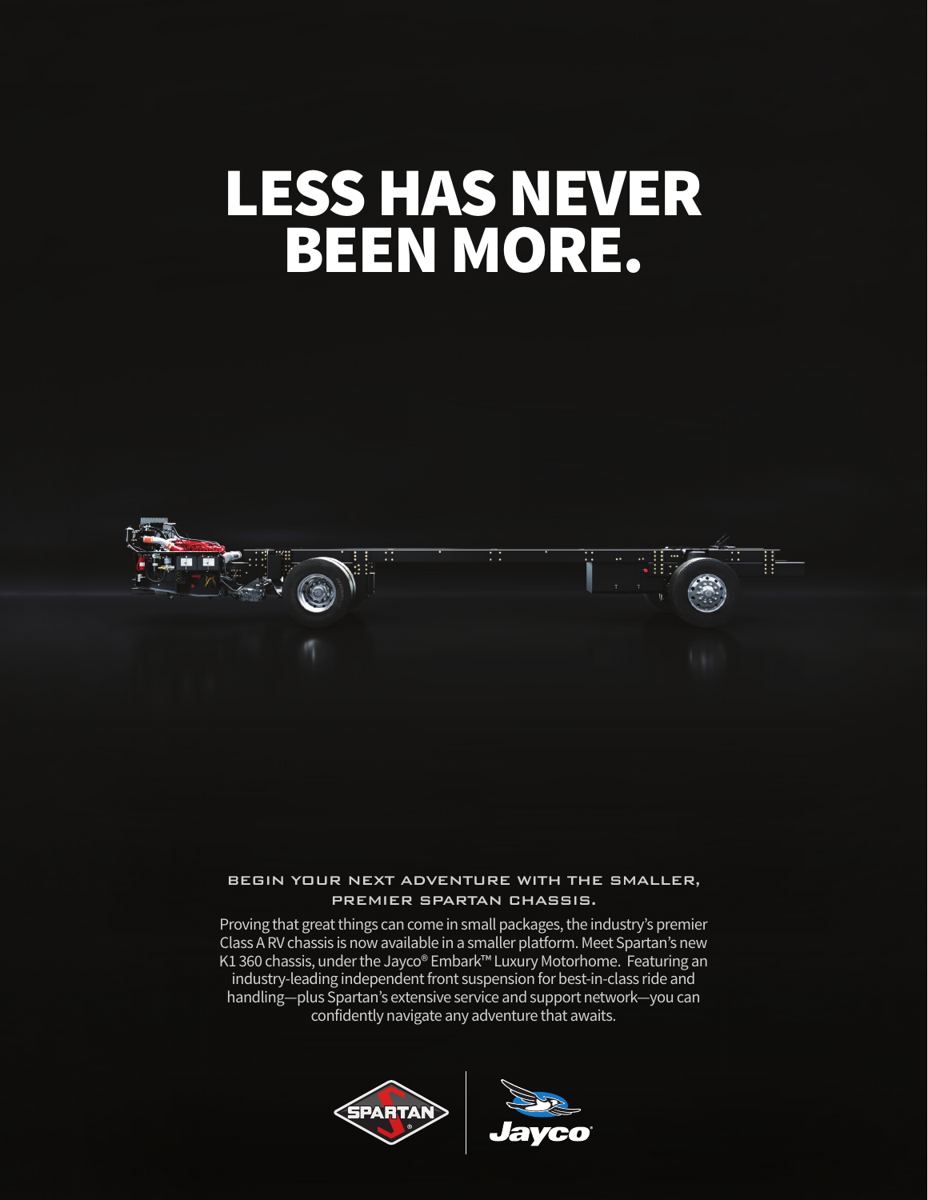# LESS HAS NEVER BEEN MORE.

## BEGIN YOUR NEXT ADVENTURE WITH THE SMALLER, PREMIER SPARTAN CHASSIS.

Proving that great things can come in small packages, the industry's premier Class A RV chassis is now available in a smaller platform. Meet Spartan's new K1 360 chassis, under the Jayco® Embark™ Luxury Motorhome. Featuring an industry-leading independent front suspension for best-in-class ride and handling—plus Spartan's extensive service and support network—you can confidently navigate any adventure that awaits.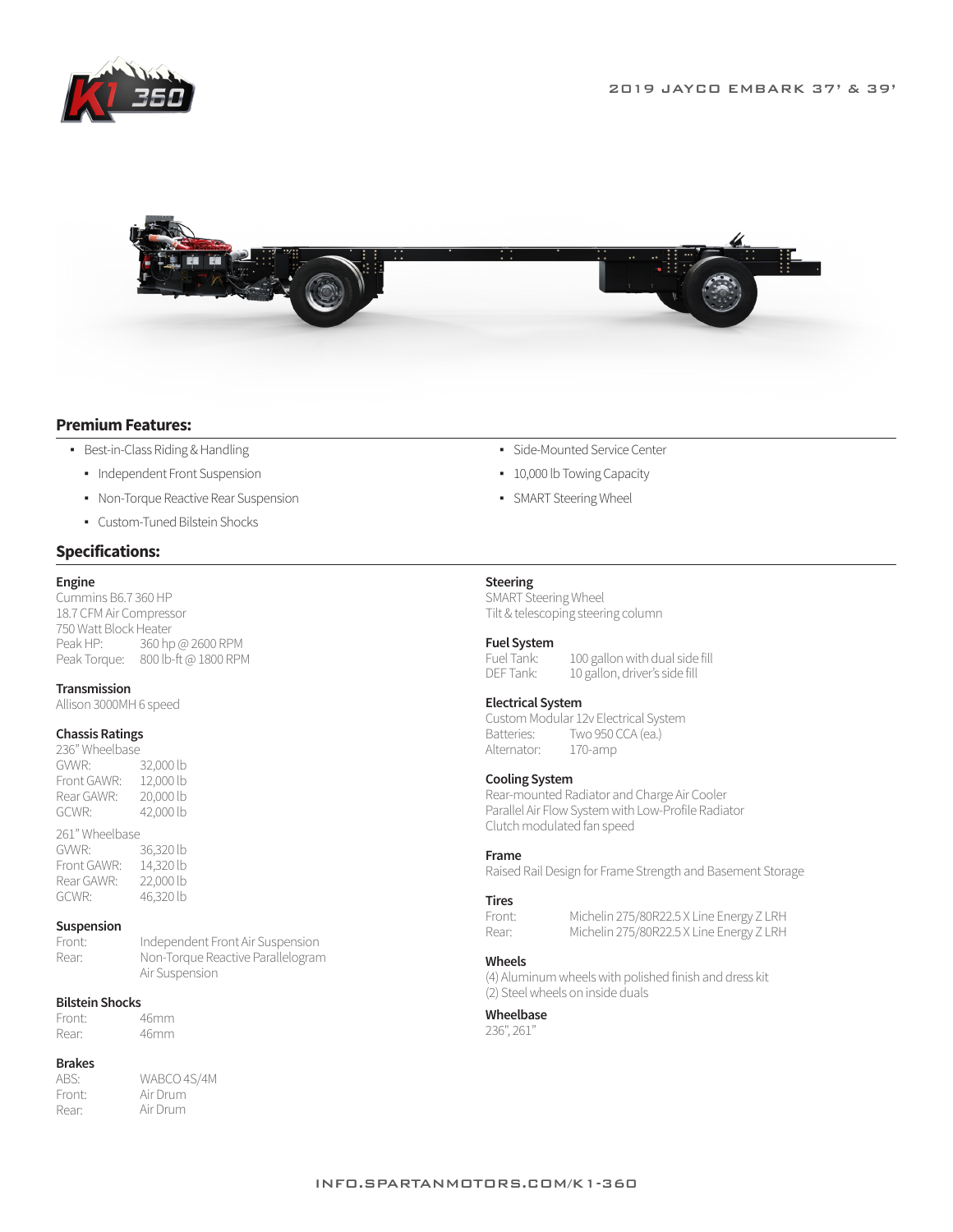2019 JAYCO EMBARK 37' & 39'

## Premium Features:

- Best-in-Class Riding & Handling
  - Independent Front Suspension
  - Non-Torque Reactive Rear Suspension
  - Custom-Tuned Bilstein Shocks
- Side-Mounted Service Center
- 10,000 lb Towing Capacity
- SMART Steering Wheel

## Specifications:

**Engine**
Cummins B6.7 360 HP
18.7 CFM Air Compressor
750 Watt Block Heater

| | |
|---|---|
| Peak HP: | 360 hp @ 2600 RPM |
| Peak Torque: | 800 lb-ft @ 1800 RPM |

**Transmission**
Allison 3000MH 6 speed

**Chassis Ratings**
236" Wheelbase

| | |
|---|---|
| GVWR: | 32,000 lb |
| Front GAWR: | 12,000 lb |
| Rear GAWR: | 20,000 lb |
| GCWR: | 42,000 lb |

261" Wheelbase

| | |
|---|---|
| GVWR: | 36,320 lb |
| Front GAWR: | 14,320 lb |
| Rear GAWR: | 22,000 lb |
| GCWR: | 46,320 lb |

**Suspension**

| | |
|---|---|
| Front: | Independent Front Air Suspension |
| Rear: | Non-Torque Reactive Parallelogram Air Suspension |

**Bilstein Shocks**

| | |
|---|---|
| Front: | 46mm |
| Rear: | 46mm |

**Brakes**

| | |
|---|---|
| ABS: | WABCO 4S/4M |
| Front: | Air Drum |
| Rear: | Air Drum |

**Steering**
SMART Steering Wheel
Tilt & telescoping steering column

**Fuel System**

| | |
|---|---|
| Fuel Tank: | 100 gallon with dual side fill |
| DEF Tank: | 10 gallon, driver's side fill |

**Electrical System**
Custom Modular 12v Electrical System

| | |
|---|---|
| Batteries: | Two 950 CCA (ea.) |
| Alternator: | 170-amp |

**Cooling System**
Rear-mounted Radiator and Charge Air Cooler
Parallel Air Flow System with Low-Profile Radiator
Clutch modulated fan speed

**Frame**
Raised Rail Design for Frame Strength and Basement Storage

**Tires**

| | |
|---|---|
| Front: | Michelin 275/80R22.5 X Line Energy Z LRH |
| Rear: | Michelin 275/80R22.5 X Line Energy Z LRH |

**Wheels**
(4) Aluminum wheels with polished finish and dress kit
(2) Steel wheels on inside duals

**Wheelbase**
236", 261"

INFO.SPARTANMOTORS.COM/K1-360